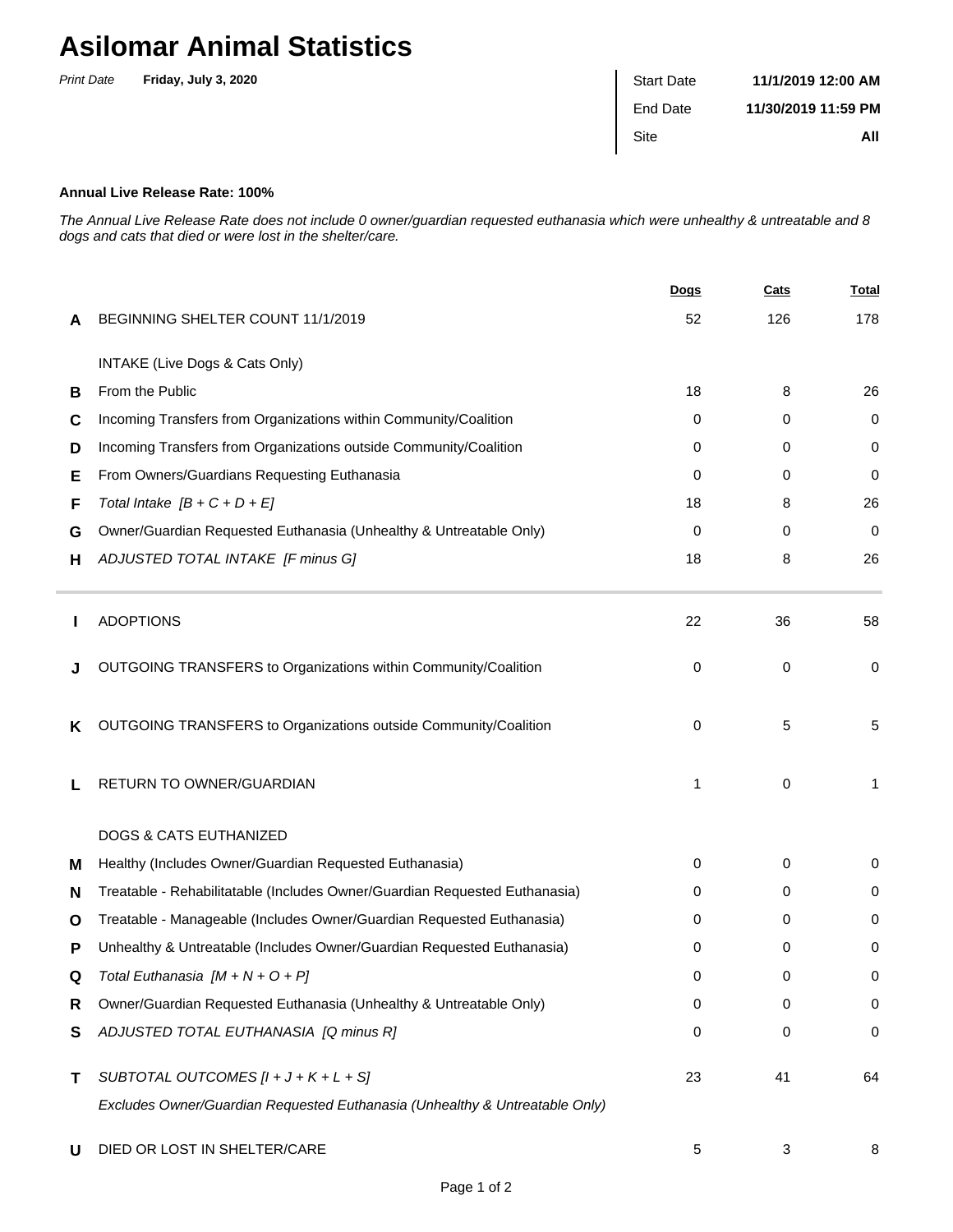# Asilomar Animal Statistics

*Print Date* **Friday, July 3, 2020**

| Start Date | **11/1/2019 12:00 AM** |
|---|---|
| End Date | **11/30/2019 11:59 PM** |
| Site | **All** |

**Annual Live Release Rate: 100%**

*The Annual Live Release Rate does not include 0 owner/guardian requested euthanasia which were unhealthy & untreatable and 8 dogs and cats that died or were lost in the shelter/care.*

| | | Dogs | Cats | Total |
|---|---|---|---|---|
| **A** | BEGINNING SHELTER COUNT 11/1/2019 | 52 | 126 | 178 |
| | INTAKE (Live Dogs & Cats Only) | | | |
| **B** | From the Public | 18 | 8 | 26 |
| **C** | Incoming Transfers from Organizations within Community/Coalition | 0 | 0 | 0 |
| **D** | Incoming Transfers from Organizations outside Community/Coalition | 0 | 0 | 0 |
| **E** | From Owners/Guardians Requesting Euthanasia | 0 | 0 | 0 |
| **F** | *Total Intake [B + C + D + E]* | 18 | 8 | 26 |
| **G** | Owner/Guardian Requested Euthanasia (Unhealthy & Untreatable Only) | 0 | 0 | 0 |
| **H** | *ADJUSTED TOTAL INTAKE [F minus G]* | 18 | 8 | 26 |
| **I** | ADOPTIONS | 22 | 36 | 58 |
| **J** | OUTGOING TRANSFERS to Organizations within Community/Coalition | 0 | 0 | 0 |
| **K** | OUTGOING TRANSFERS to Organizations outside Community/Coalition | 0 | 5 | 5 |
| **L** | RETURN TO OWNER/GUARDIAN | 1 | 0 | 1 |
| | DOGS & CATS EUTHANIZED | | | |
| **M** | Healthy (Includes Owner/Guardian Requested Euthanasia) | 0 | 0 | 0 |
| **N** | Treatable - Rehabilitatable (Includes Owner/Guardian Requested Euthanasia) | 0 | 0 | 0 |
| **O** | Treatable - Manageable (Includes Owner/Guardian Requested Euthanasia) | 0 | 0 | 0 |
| **P** | Unhealthy & Untreatable (Includes Owner/Guardian Requested Euthanasia) | 0 | 0 | 0 |
| **Q** | *Total Euthanasia [M + N + O + P]* | 0 | 0 | 0 |
| **R** | Owner/Guardian Requested Euthanasia (Unhealthy & Untreatable Only) | 0 | 0 | 0 |
| **S** | *ADJUSTED TOTAL EUTHANASIA [Q minus R]* | 0 | 0 | 0 |
| **T** | *SUBTOTAL OUTCOMES [I + J + K + L + S]* *Excludes Owner/Guardian Requested Euthanasia (Unhealthy & Untreatable Only)* | 23 | 41 | 64 |
| **U** | DIED OR LOST IN SHELTER/CARE | 5 | 3 | 8 |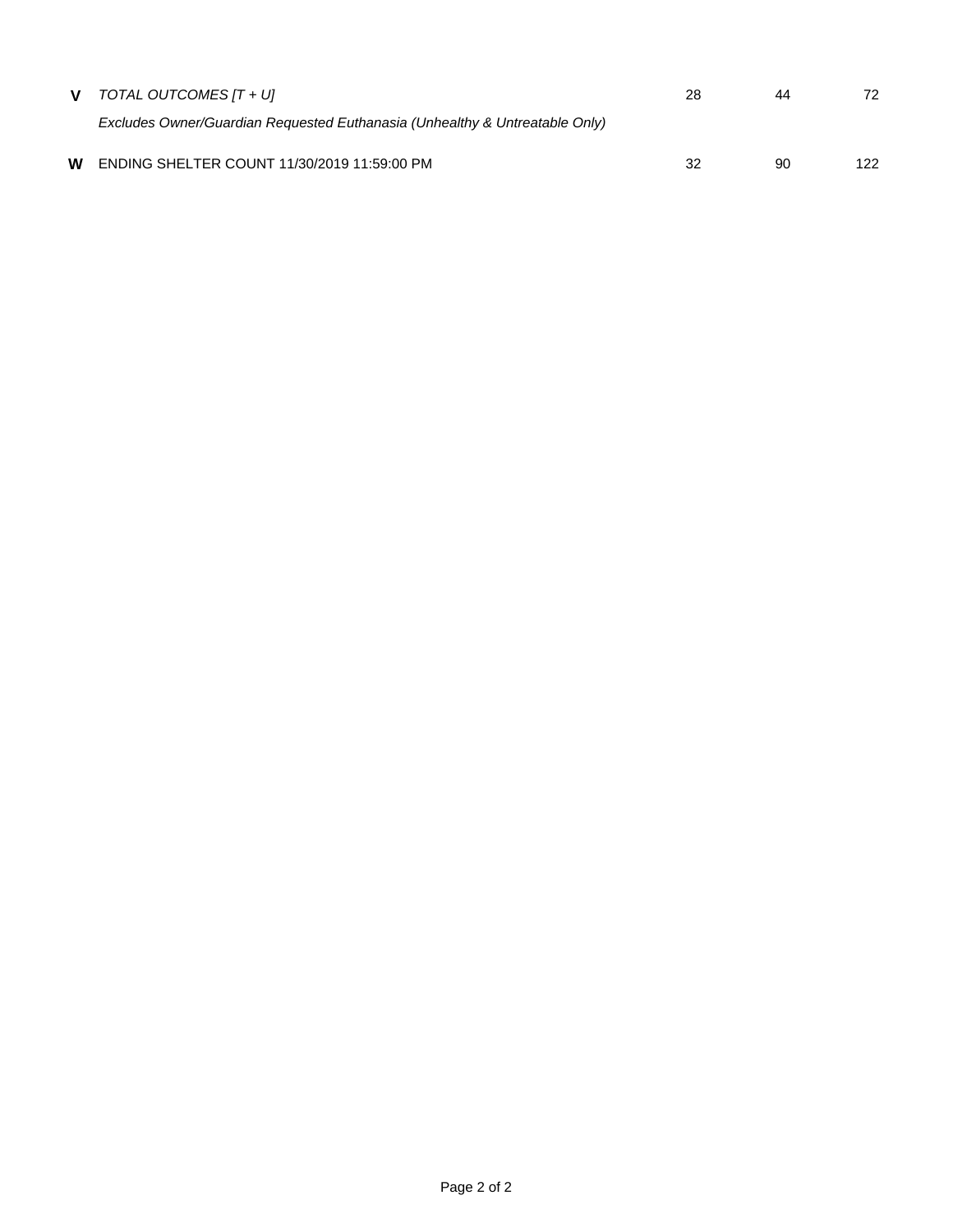| | | | | |
|---|---|---|---|---|
| **V** | *TOTAL OUTCOMES [T + U]* | 28 | 44 | 72 |
| | *Excludes Owner/Guardian Requested Euthanasia (Unhealthy & Untreatable Only)* | | | |
| **W** | ENDING SHELTER COUNT 11/30/2019 11:59:00 PM | 32 | 90 | 122 |